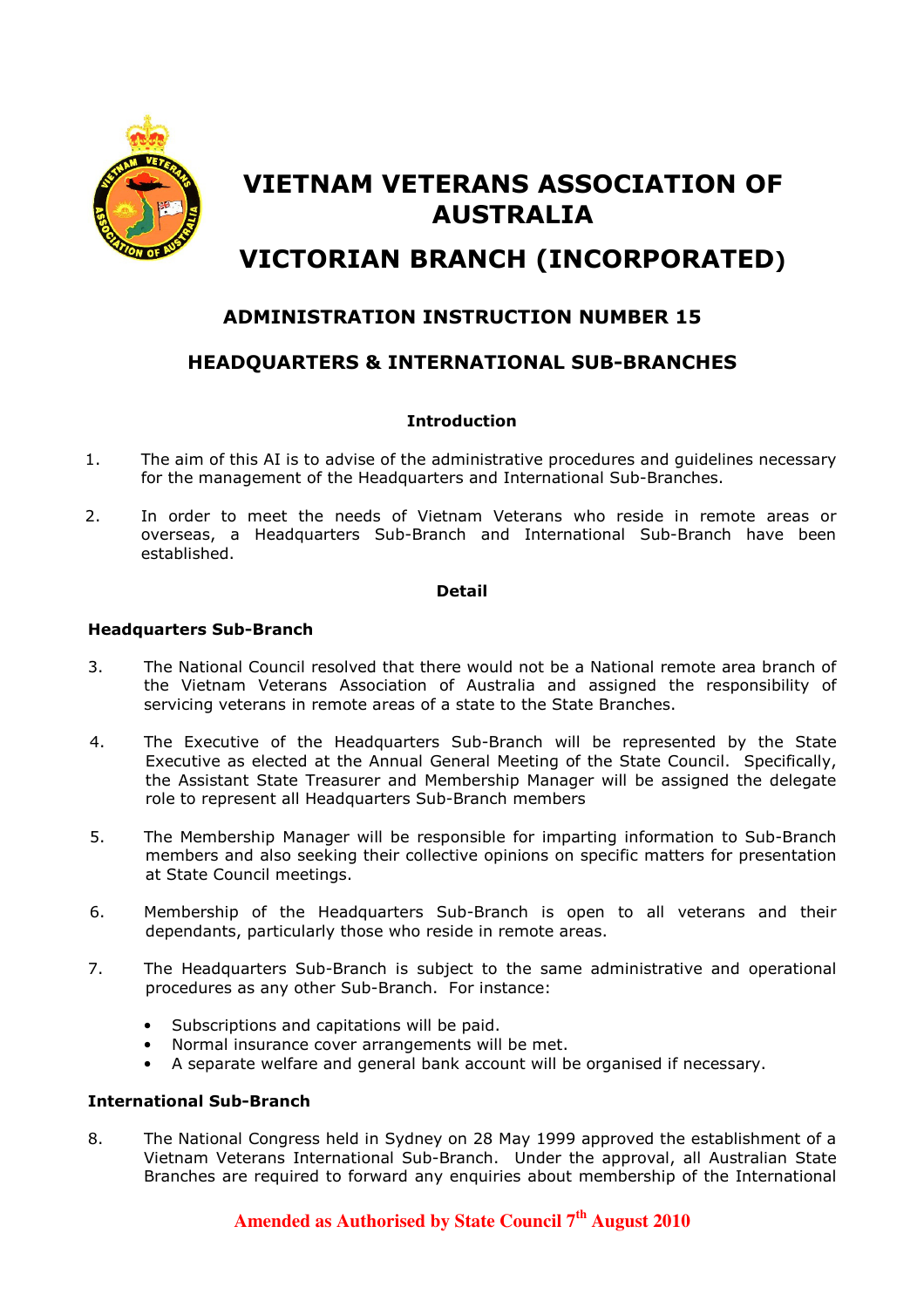# VIETNAM VETERANS ASSOCIATION OF AUSTRALIA

# VICTORIAN BRANCH (INCORPORATED)

## ADMINISTRATION INSTRUCTION NUMBER 15

## HEADQUARTERS & INTERNATIONAL SUB-BRANCHES

**Introduction**

1. The aim of this AI is to advise of the administrative procedures and guidelines necessary for the management of the Headquarters and International Sub-Branches.

2. In order to meet the needs of Vietnam Veterans who reside in remote areas or overseas, a Headquarters Sub-Branch and International Sub-Branch have been established.

**Detail**

### Headquarters Sub-Branch

3. The National Council resolved that there would not be a National remote area branch of the Vietnam Veterans Association of Australia and assigned the responsibility of servicing veterans in remote areas of a state to the State Branches.

4. The Executive of the Headquarters Sub-Branch will be represented by the State Executive as elected at the Annual General Meeting of the State Council. Specifically, the Assistant State Treasurer and Membership Manager will be assigned the delegate role to represent all Headquarters Sub-Branch members

5. The Membership Manager will be responsible for imparting information to Sub-Branch members and also seeking their collective opinions on specific matters for presentation at State Council meetings.

6. Membership of the Headquarters Sub-Branch is open to all veterans and their dependants, particularly those who reside in remote areas.

7. The Headquarters Sub-Branch is subject to the same administrative and operational procedures as any other Sub-Branch. For instance:

   - Subscriptions and capitations will be paid.
   - Normal insurance cover arrangements will be met.
   - A separate welfare and general bank account will be organised if necessary.

### International Sub-Branch

8. The National Congress held in Sydney on 28 May 1999 approved the establishment of a Vietnam Veterans International Sub-Branch. Under the approval, all Australian State Branches are required to forward any enquiries about membership of the International

**Amended as Authorised by State Council 7th August 2010**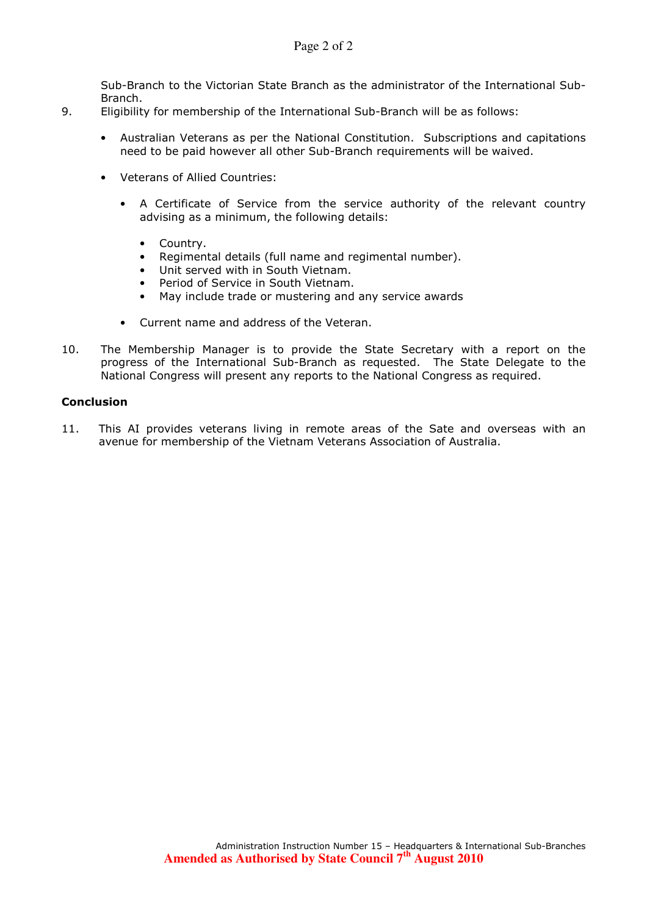Sub-Branch to the Victorian State Branch as the administrator of the International Sub-Branch.

9. Eligibility for membership of the International Sub-Branch will be as follows:

   - Australian Veterans as per the National Constitution. Subscriptions and capitations need to be paid however all other Sub-Branch requirements will be waived.

   - Veterans of Allied Countries:

     - A Certificate of Service from the service authority of the relevant country advising as a minimum, the following details:

       - Country.
       - Regimental details (full name and regimental number).
       - Unit served with in South Vietnam.
       - Period of Service in South Vietnam.
       - May include trade or mustering and any service awards

     - Current name and address of the Veteran.

10. The Membership Manager is to provide the State Secretary with a report on the progress of the International Sub-Branch as requested. The State Delegate to the National Congress will present any reports to the National Congress as required.

**Conclusion**

11. This AI provides veterans living in remote areas of the Sate and overseas with an avenue for membership of the Vietnam Veterans Association of Australia.

Administration Instruction Number 15 – Headquarters & International Sub-Branches

**Amended as Authorised by State Council 7th August 2010**